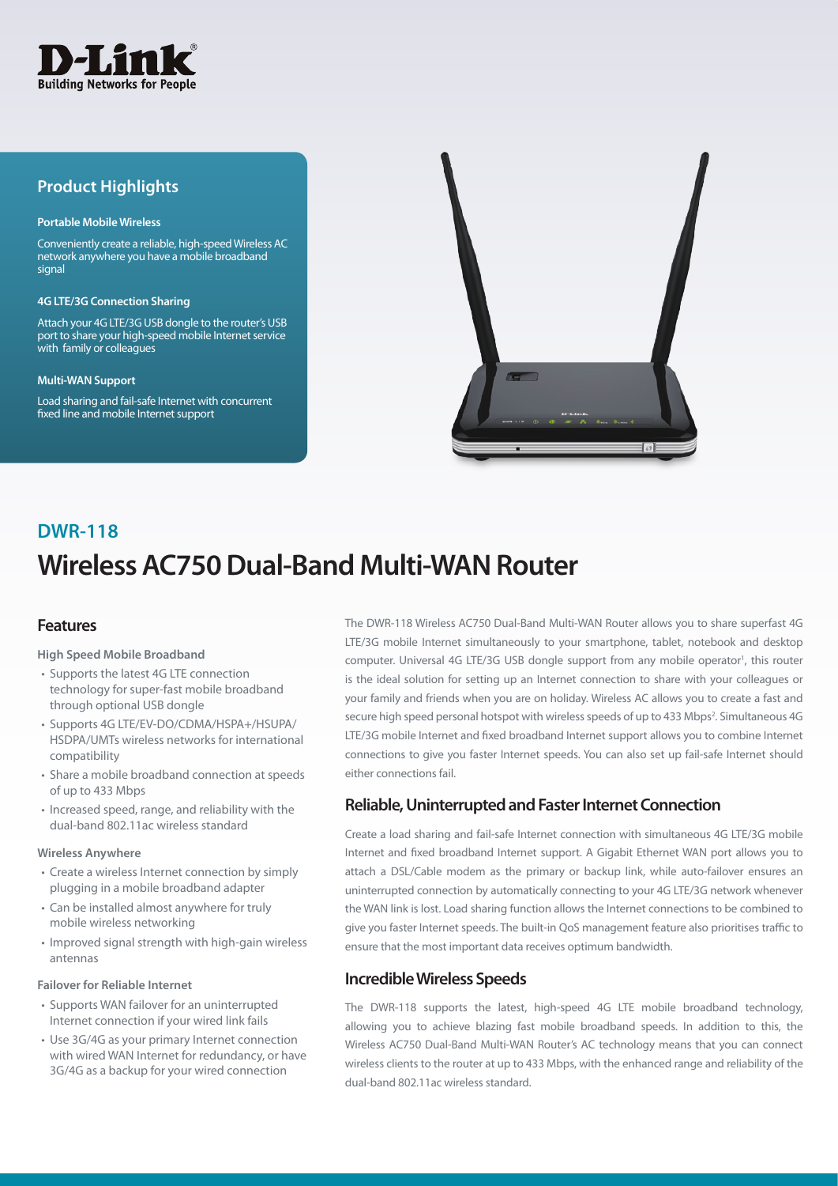D-Link
Building Networks for People

## Product Highlights

**Portable Mobile Wireless**

Conveniently create a reliable, high-speed Wireless AC network anywhere you have a mobile broadband signal

**4G LTE/3G Connection Sharing**

Attach your 4G LTE/3G USB dongle to the router's USB port to share your high-speed mobile Internet service with family or colleagues

**Multi-WAN Support**

Load sharing and fail-safe Internet with concurrent fixed line and mobile Internet support

## DWR-118

# Wireless AC750 Dual-Band Multi-WAN Router

## Features

**High Speed Mobile Broadband**

- Supports the latest 4G LTE connection technology for super-fast mobile broadband through optional USB dongle
- Supports 4G LTE/EV-DO/CDMA/HSPA+/HSUPA/HSDPA/UMTs wireless networks for international compatibility
- Share a mobile broadband connection at speeds of up to 433 Mbps
- Increased speed, range, and reliability with the dual-band 802.11ac wireless standard

**Wireless Anywhere**

- Create a wireless Internet connection by simply plugging in a mobile broadband adapter
- Can be installed almost anywhere for truly mobile wireless networking
- Improved signal strength with high-gain wireless antennas

**Failover for Reliable Internet**

- Supports WAN failover for an uninterrupted Internet connection if your wired link fails
- Use 3G/4G as your primary Internet connection with wired WAN Internet for redundancy, or have 3G/4G as a backup for your wired connection

The DWR-118 Wireless AC750 Dual-Band Multi-WAN Router allows you to share superfast 4G LTE/3G mobile Internet simultaneously to your smartphone, tablet, notebook and desktop computer. Universal 4G LTE/3G USB dongle support from any mobile operator[1], this router is the ideal solution for setting up an Internet connection to share with your colleagues or your family and friends when you are on holiday. Wireless AC allows you to create a fast and secure high speed personal hotspot with wireless speeds of up to 433 Mbps[2]. Simultaneous 4G LTE/3G mobile Internet and fixed broadband Internet support allows you to combine Internet connections to give you faster Internet speeds. You can also set up fail-safe Internet should either connections fail.

## Reliable, Uninterrupted and Faster Internet Connection

Create a load sharing and fail-safe Internet connection with simultaneous 4G LTE/3G mobile Internet and fixed broadband Internet support. A Gigabit Ethernet WAN port allows you to attach a DSL/Cable modem as the primary or backup link, while auto-failover ensures an uninterrupted connection by automatically connecting to your 4G LTE/3G network whenever the WAN link is lost. Load sharing function allows the Internet connections to be combined to give you faster Internet speeds. The built-in QoS management feature also prioritises traffic to ensure that the most important data receives optimum bandwidth.

## Incredible Wireless Speeds

The DWR-118 supports the latest, high-speed 4G LTE mobile broadband technology, allowing you to achieve blazing fast mobile broadband speeds. In addition to this, the Wireless AC750 Dual-Band Multi-WAN Router's AC technology means that you can connect wireless clients to the router at up to 433 Mbps, with the enhanced range and reliability of the dual-band 802.11ac wireless standard.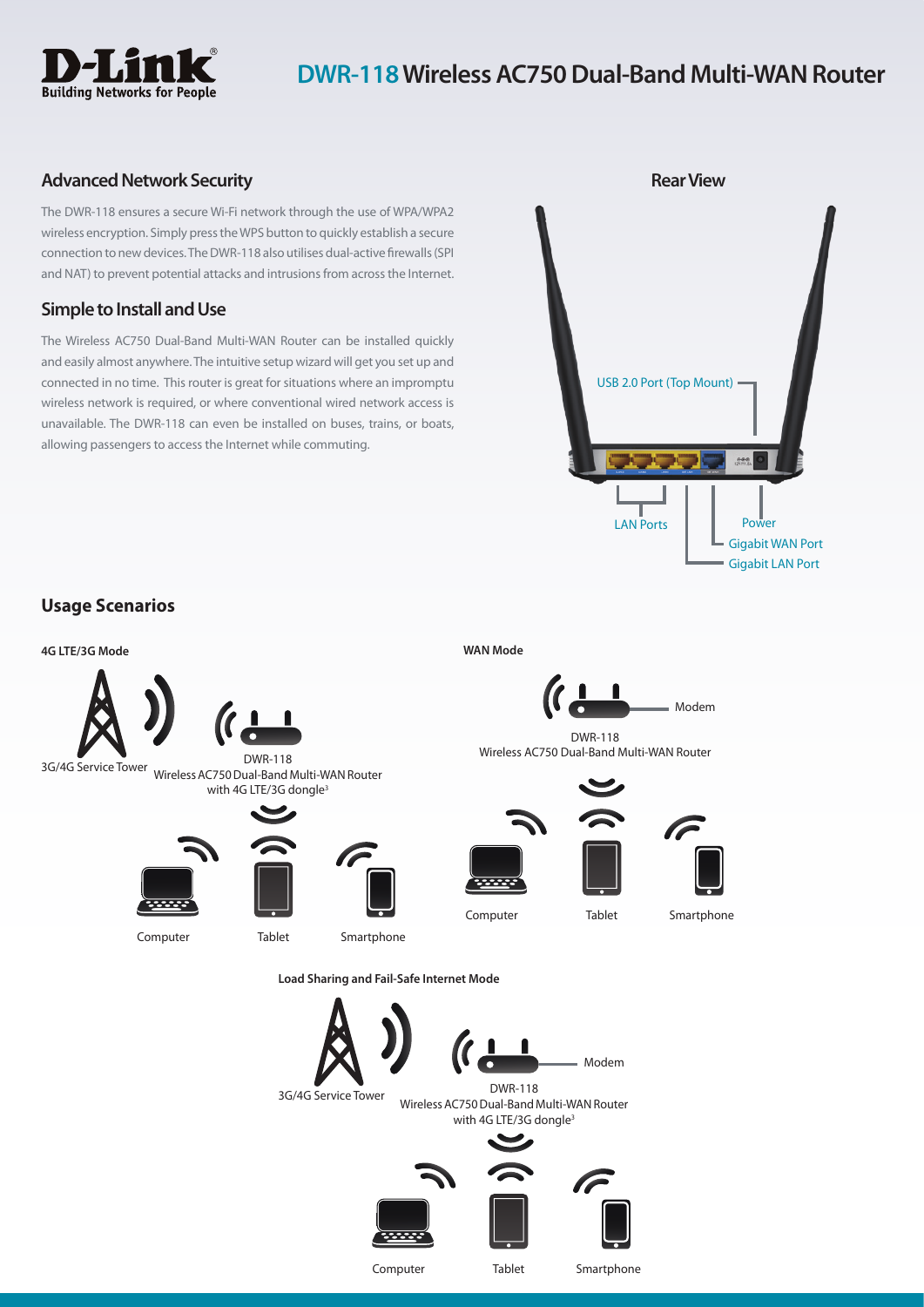# DWR-118 Wireless AC750 Dual-Band Multi-WAN Router

## Advanced Network Security

The DWR-118 ensures a secure Wi-Fi network through the use of WPA/WPA2 wireless encryption. Simply press the WPS button to quickly establish a secure connection to new devices. The DWR-118 also utilises dual-active firewalls (SPI and NAT) to prevent potential attacks and intrusions from across the Internet.

## Simple to Install and Use

The Wireless AC750 Dual-Band Multi-WAN Router can be installed quickly and easily almost anywhere. The intuitive setup wizard will get you set up and connected in no time. This router is great for situations where an impromptu wireless network is required, or where conventional wired network access is unavailable. The DWR-118 can even be installed on buses, trains, or boats, allowing passengers to access the Internet while commuting.

## Rear View

USB 2.0 Port (Top Mount)

LAN Ports

Power

Gigabit WAN Port

Gigabit LAN Port

## Usage Scenarios

**4G LTE/3G Mode**

3G/4G Service Tower

DWR-118
Wireless AC750 Dual-Band Multi-WAN Router
with 4G LTE/3G dongle[3]

Computer

Tablet

Smartphone

**WAN Mode**

Modem

DWR-118
Wireless AC750 Dual-Band Multi-WAN Router

Computer

Tablet

Smartphone

**Load Sharing and Fail-Safe Internet Mode**

3G/4G Service Tower

Modem

DWR-118
Wireless AC750 Dual-Band Multi-WAN Router
with 4G LTE/3G dongle[3]

Computer

Tablet

Smartphone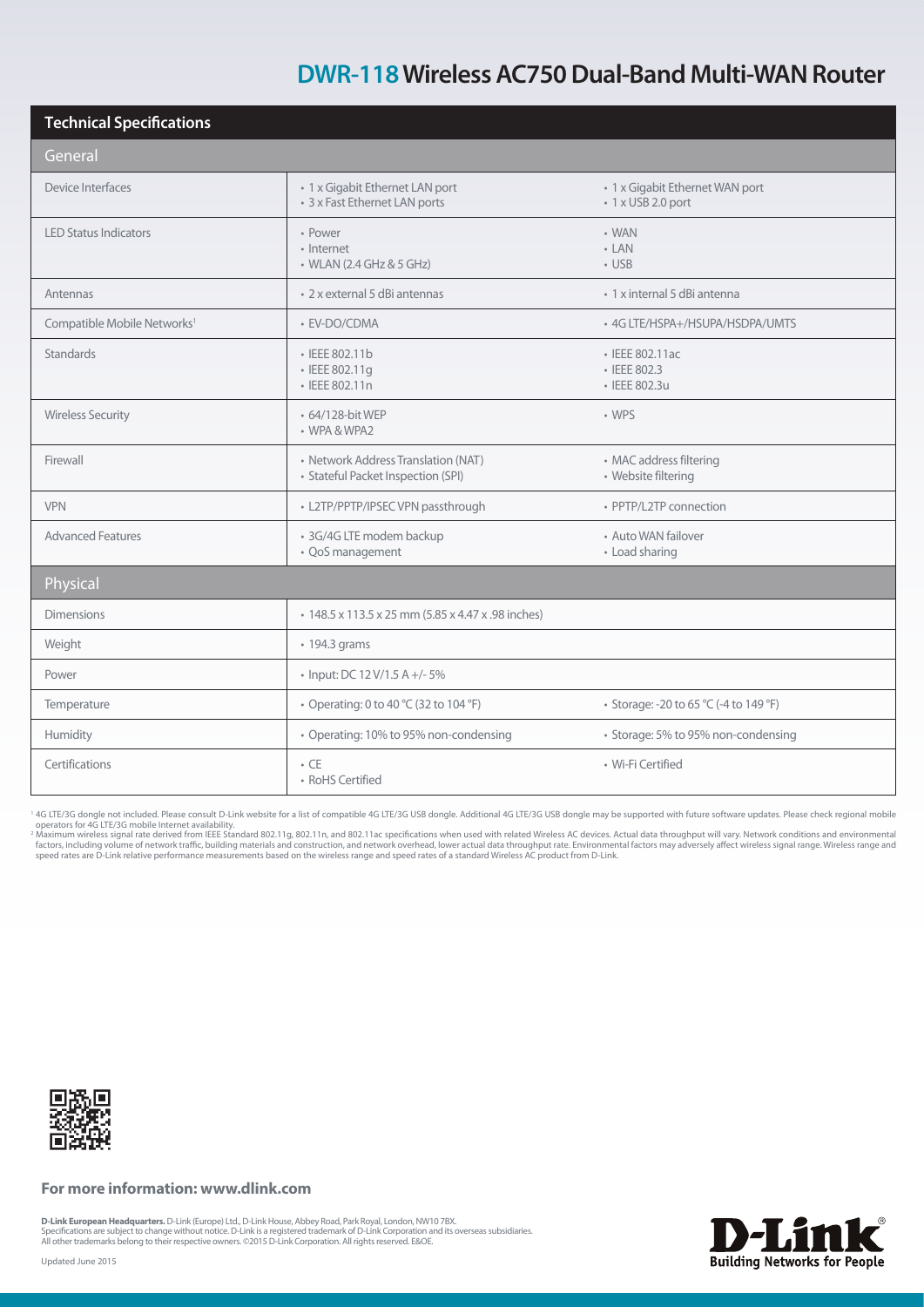# DWR-118 Wireless AC750 Dual-Band Multi-WAN Router

## Technical Specifications

| | | |
|---|---|---|
| **General** | | |
| Device Interfaces | • 1 x Gigabit Ethernet LAN port<br>• 3 x Fast Ethernet LAN ports | • 1 x Gigabit Ethernet WAN port<br>• 1 x USB 2.0 port |
| LED Status Indicators | • Power<br>• Internet<br>• WLAN (2.4 GHz & 5 GHz) | • WAN<br>• LAN<br>• USB |
| Antennas | • 2 x external 5 dBi antennas | • 1 x internal 5 dBi antenna |
| Compatible Mobile Networks[1] | • EV-DO/CDMA | • 4G LTE/HSPA+/HSUPA/HSDPA/UMTS |
| Standards | • IEEE 802.11b<br>• IEEE 802.11g<br>• IEEE 802.11n | • IEEE 802.11ac<br>• IEEE 802.3<br>• IEEE 802.3u |
| Wireless Security | • 64/128-bit WEP<br>• WPA & WPA2 | • WPS |
| Firewall | • Network Address Translation (NAT)<br>• Stateful Packet Inspection (SPI) | • MAC address filtering<br>• Website filtering |
| VPN | • L2TP/PPTP/IPSEC VPN passthrough | • PPTP/L2TP connection |
| Advanced Features | • 3G/4G LTE modem backup<br>• QoS management | • Auto WAN failover<br>• Load sharing |
| **Physical** | | |
| Dimensions | • 148.5 x 113.5 x 25 mm (5.85 x 4.47 x .98 inches) | |
| Weight | • 194.3 grams | |
| Power | • Input: DC 12 V/1.5 A +/- 5% | |
| Temperature | • Operating: 0 to 40 °C (32 to 104 °F) | • Storage: -20 to 65 °C (-4 to 149 °F) |
| Humidity | • Operating: 10% to 95% non-condensing | • Storage: 5% to 95% non-condensing |
| Certifications | • CE<br>• RoHS Certified | • Wi-Fi Certified |

[1] 4G LTE/3G dongle not included. Please consult D-Link website for a list of compatible 4G LTE/3G USB dongle. Additional 4G LTE/3G USB dongle may be supported with future software updates. Please check regional mobile operators for 4G LTE/3G mobile Internet availability.

[2] Maximum wireless signal rate derived from IEEE Standard 802.11g, 802.11n, and 802.11ac specifications when used with related Wireless AC devices. Actual data throughput will vary. Network conditions and environmental factors, including volume of network traffic, building materials and construction, and network overhead, lower actual data throughput rate. Environmental factors may adversely affect wireless signal range. Wireless range and speed rates are D-Link relative performance measurements based on the wireless range and speed rates of a standard Wireless AC product from D-Link.

**For more information: www.dlink.com**

**D-Link European Headquarters.** D-Link (Europe) Ltd., D-Link House, Abbey Road, Park Royal, London, NW10 7BX.
Specifications are subject to change without notice. D-Link is a registered trademark of D-Link Corporation and its overseas subsidiaries.
All other trademarks belong to their respective owners. ©2015 D-Link Corporation. All rights reserved. E&OE.

Updated June 2015

D-Link® Building Networks for People